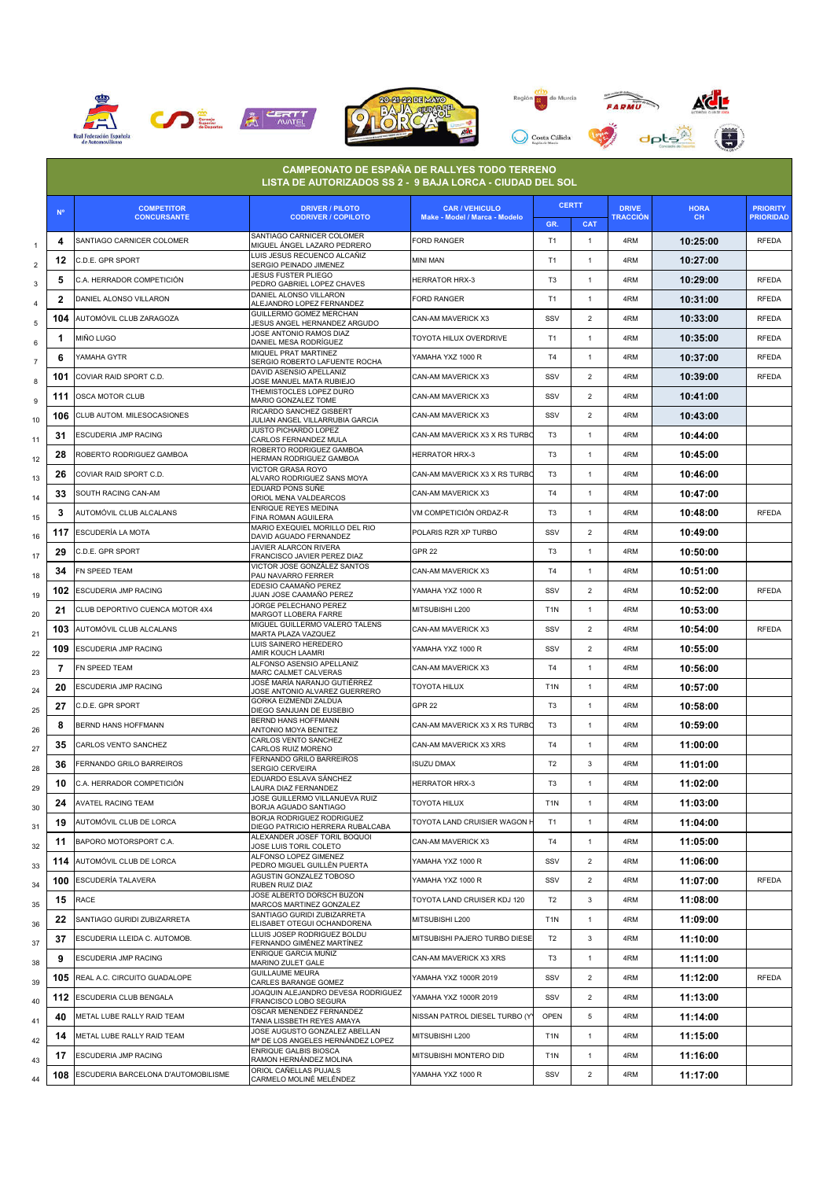## CAMPEONATO DE ESPAÑA DE RALLYES TODO TERRENO
## LISTA DE AUTORIZADOS SS 2 - 9 BAJA LORCA - CIUDAD DEL SOL

| | Nº | COMPETITOR CONCURSANTE | DRIVER / PILOTO CODRIVER / COPILOTO | CAR / VEHICULO Make - Model / Marca - Modelo | CERTT | | DRIVE TRACCIÓN | HORA CH | PRIORITY PRIORIDAD |
|---|---|---|---|---|---|---|---|---|---|
| | | | | | GR. | CAT | | | |
| 1 | 4 | SANTIAGO CARNICER COLOMER | SANTIAGO CARNICER COLOMER<br>MIGUEL ÁNGEL LAZARO PEDRERO | FORD RANGER | T1 | 1 | 4RM | 10:25:00 | RFEDA |
| 2 | 12 | C.D.E. GPR SPORT | LUIS JESUS RECUENCO ALCAÑIZ<br>SERGIO PEINADO JIMENEZ | MINI MAN | T1 | 1 | 4RM | 10:27:00 | |
| 3 | 5 | C.A. HERRADOR COMPETICIÓN | JESUS FUSTER PLIEGO<br>PEDRO GABRIEL LOPEZ CHAVES | HERRATOR HRX-3 | T3 | 1 | 4RM | 10:29:00 | RFEDA |
| 4 | 2 | DANIEL ALONSO VILLARON | DANIEL ALONSO VILLARON<br>ALEJANDRO LOPEZ FERNANDEZ | FORD RANGER | T1 | 1 | 4RM | 10:31:00 | RFEDA |
| 5 | 104 | AUTOMÓVIL CLUB ZARAGOZA | GUILLERMO GOMEZ MERCHAN<br>JESUS ANGEL HERNANDEZ ARGUDO | CAN-AM MAVERICK X3 | SSV | 2 | 4RM | 10:33:00 | RFEDA |
| 6 | 1 | MIÑO LUGO | JOSE ANTONIO RAMOS DIAZ<br>DANIEL MESA RODRÍGUEZ | TOYOTA HILUX OVERDRIVE | T1 | 1 | 4RM | 10:35:00 | RFEDA |
| 7 | 6 | YAMAHA GYTR | MIQUEL PRAT MARTINEZ<br>SERGIO ROBERTO LAFUENTE ROCHA | YAMAHA YXZ 1000 R | T4 | 1 | 4RM | 10:37:00 | RFEDA |
| 8 | 101 | COVIAR RAID SPORT C.D. | DAVID ASENSIO APELLANIZ<br>JOSE MANUEL MATA RUBIEJO | CAN-AM MAVERICK X3 | SSV | 2 | 4RM | 10:39:00 | RFEDA |
| 9 | 111 | OSCA MOTOR CLUB | THEMISTOCLES LOPEZ DURO<br>MARIO GONZALEZ TOME | CAN-AM MAVERICK X3 | SSV | 2 | 4RM | 10:41:00 | |
| 10 | 106 | CLUB AUTOM. MILESOCASIONES | RICARDO SANCHEZ GISBERT<br>JULIAN ANGEL VILLARRUBIA GARCIA | CAN-AM MAVERICK X3 | SSV | 2 | 4RM | 10:43:00 | |
| 11 | 31 | ESCUDERIA JMP RACING | JUSTO PICHARDO LOPEZ<br>CARLOS FERNANDEZ MULA | CAN-AM MAVERICK X3 X RS TURBO | T3 | 1 | 4RM | 10:44:00 | |
| 12 | 28 | ROBERTO RODRIGUEZ GAMBOA | ROBERTO RODRIGUEZ GAMBOA<br>HERMAN RODRIGUEZ GAMBOA | HERRATOR HRX-3 | T3 | 1 | 4RM | 10:45:00 | |
| 13 | 26 | COVIAR RAID SPORT C.D. | VICTOR GRASA ROYO<br>ALVARO RODRIGUEZ SANS MOYA | CAN-AM MAVERICK X3 X RS TURBO | T3 | 1 | 4RM | 10:46:00 | |
| 14 | 33 | SOUTH RACING CAN-AM | EDUARD PONS SUÑE<br>ORIOL MENA VALDEARCOS | CAN-AM MAVERICK X3 | T4 | 1 | 4RM | 10:47:00 | |
| 15 | 3 | AUTOMÓVIL CLUB ALCALANS | ENRIQUE REYES MEDINA<br>FINA ROMAN AGUILERA | VM COMPETICIÓN ORDAZ-R | T3 | 1 | 4RM | 10:48:00 | RFEDA |
| 16 | 117 | ESCUDERÍA LA MOTA | MARIO EXEQUIEL MORILLO DEL RIO<br>DAVID AGUADO FERNANDEZ | POLARIS RZR XP TURBO | SSV | 2 | 4RM | 10:49:00 | |
| 17 | 29 | C.D.E. GPR SPORT | JAVIER ALARCON RIVERA<br>FRANCISCO JAVIER PEREZ DIAZ | GPR 22 | T3 | 1 | 4RM | 10:50:00 | |
| 18 | 34 | FN SPEED TEAM | VICTOR JOSE GONZÁLEZ SANTOS<br>PAU NAVARRO FERRER | CAN-AM MAVERICK X3 | T4 | 1 | 4RM | 10:51:00 | |
| 19 | 102 | ESCUDERIA JMP RACING | EDESIO CAAMAÑO PEREZ<br>JUAN JOSE CAAMAÑO PEREZ | YAMAHA YXZ 1000 R | SSV | 2 | 4RM | 10:52:00 | RFEDA |
| 20 | 21 | CLUB DEPORTIVO CUENCA MOTOR 4X4 | JORGE PELECHANO PEREZ<br>MARGOT LLOBERA FARRE | MITSUBISHI L200 | T1N | 1 | 4RM | 10:53:00 | |
| 21 | 103 | AUTOMÓVIL CLUB ALCALANS | MIGUEL GUILLERMO VALERO TALENS<br>MARTA PLAZA VAZQUEZ | CAN-AM MAVERICK X3 | SSV | 2 | 4RM | 10:54:00 | RFEDA |
| 22 | 109 | ESCUDERIA JMP RACING | LUIS SAINERO HEREDERO<br>AMIR KOUCH LAAMRI | YAMAHA YXZ 1000 R | SSV | 2 | 4RM | 10:55:00 | |
| 23 | 7 | FN SPEED TEAM | ALFONSO ASENSIO APELLANIZ<br>MARC CALMET CALVERAS | CAN-AM MAVERICK X3 | T4 | 1 | 4RM | 10:56:00 | |
| 24 | 20 | ESCUDERIA JMP RACING | JOSÉ MARÍA NARANJO GUTIÉRREZ<br>JOSE ANTONIO ALVAREZ GUERRERO | TOYOTA HILUX | T1N | 1 | 4RM | 10:57:00 | |
| 25 | 27 | C.D.E. GPR SPORT | GORKA EIZMENDI ZALDUA<br>DIEGO SANJUAN DE EUSEBIO | GPR 22 | T3 | 1 | 4RM | 10:58:00 | |
| 26 | 8 | BERND HANS HOFFMANN | BERND HANS HOFFMANN<br>ANTONIO MOYA BENITEZ | CAN-AM MAVERICK X3 X RS TURBO | T3 | 1 | 4RM | 10:59:00 | |
| 27 | 35 | CARLOS VENTO SANCHEZ | CARLOS VENTO SANCHEZ<br>CARLOS RUIZ MORENO | CAN-AM MAVERICK X3 XRS | T4 | 1 | 4RM | 11:00:00 | |
| 28 | 36 | FERNANDO GRILO BARREIROS | FERNANDO GRILO BARREIROS<br>SERGIO CERVEIRA | ISUZU DMAX | T2 | 3 | 4RM | 11:01:00 | |
| 29 | 10 | C.A. HERRADOR COMPETICIÓN | EDUARDO ESLAVA SÁNCHEZ<br>LAURA DIAZ FERNANDEZ | HERRATOR HRX-3 | T3 | 1 | 4RM | 11:02:00 | |
| 30 | 24 | AVATEL RACING TEAM | JOSE GUILLERMO VILLANUEVA RUIZ<br>BORJA AGUADO SANTIAGO | TOYOTA HILUX | T1N | 1 | 4RM | 11:03:00 | |
| 31 | 19 | AUTOMÓVIL CLUB DE LORCA | BORJA RODRIGUEZ RODRIGUEZ<br>DIEGO PATRICIO HERRERA RUBALCABA | TOYOTA LAND CRUISIER WAGON H | T1 | 1 | 4RM | 11:04:00 | |
| 32 | 11 | BAPORO MOTORSPORT C.A. | ALEXANDER JOSEF TORIL BOQUOI<br>JOSE LUIS TORIL COLETO | CAN-AM MAVERICK X3 | T4 | 1 | 4RM | 11:05:00 | |
| 33 | 114 | AUTOMÓVIL CLUB DE LORCA | ALFONSO LOPEZ GIMENEZ<br>PEDRO MIGUEL GUILLÉN PUERTA | YAMAHA YXZ 1000 R | SSV | 2 | 4RM | 11:06:00 | |
| 34 | 100 | ESCUDERÍA TALAVERA | AGUSTIN GONZALEZ TOBOSO<br>RUBEN RUIZ DIAZ | YAMAHA YXZ 1000 R | SSV | 2 | 4RM | 11:07:00 | RFEDA |
| 35 | 15 | RACE | JOSE ALBERTO DORSCH BUZON<br>MARCOS MARTINEZ GONZALEZ | TOYOTA LAND CRUISER KDJ 120 | T2 | 3 | 4RM | 11:08:00 | |
| 36 | 22 | SANTIAGO GURIDI ZUBIZARRETA | SANTIAGO GURIDI ZUBIZARRETA<br>ELISABET OTEGUI OCHANDORENA | MITSUBISHI L200 | T1N | 1 | 4RM | 11:09:00 | |
| 37 | 37 | ESCUDERIA LLEIDA C. AUTOMOB. | LLUIS JOSEP RODRIGUEZ BOLDU<br>FERNANDO GIMÉNEZ MARTÍNEZ | MITSUBISHI PAJERO TURBO DIESE | T2 | 3 | 4RM | 11:10:00 | |
| 38 | 9 | ESCUDERIA JMP RACING | ENRIQUE GARCIA MUÑIZ<br>MARINO ZULET GALE | CAN-AM MAVERICK X3 XRS | T3 | 1 | 4RM | 11:11:00 | |
| 39 | 105 | REAL A.C. CIRCUITO GUADALOPE | GUILLAUME MEURA<br>CARLES BARANGE GOMEZ | YAMAHA YXZ 1000R 2019 | SSV | 2 | 4RM | 11:12:00 | RFEDA |
| 40 | 112 | ESCUDERIA CLUB BENGALA | JOAQUIN ALEJANDRO DEVESA RODRIGUEZ<br>FRANCISCO LOBO SEGURA | YAMAHA YXZ 1000R 2019 | SSV | 2 | 4RM | 11:13:00 | |
| 41 | 40 | METAL LUBE RALLY RAID TEAM | OSCAR MENENDEZ FERNANDEZ<br>TANIA LISSBETH REYES AMAYA | NISSAN PATROL DIESEL TURBO (Y | OPEN | 5 | 4RM | 11:14:00 | |
| 42 | 14 | METAL LUBE RALLY RAID TEAM | JOSE AUGUSTO GONZALEZ ABELLAN<br>Mª DE LOS ANGELES HERNÁNDEZ LOPEZ | MITSUBISHI L200 | T1N | 1 | 4RM | 11:15:00 | |
| 43 | 17 | ESCUDERIA JMP RACING | ENRIQUE GALBIS BIOSCA<br>RAMON HERNÁNDEZ MOLINA | MITSUBISHI MONTERO DID | T1N | 1 | 4RM | 11:16:00 | |
| 44 | 108 | ESCUDERIA BARCELONA D'AUTOMOBILISME | ORIOL CAÑELLAS PUJALS<br>CARMELO MOLINÉ MELÉNDEZ | YAMAHA YXZ 1000 R | SSV | 2 | 4RM | 11:17:00 | |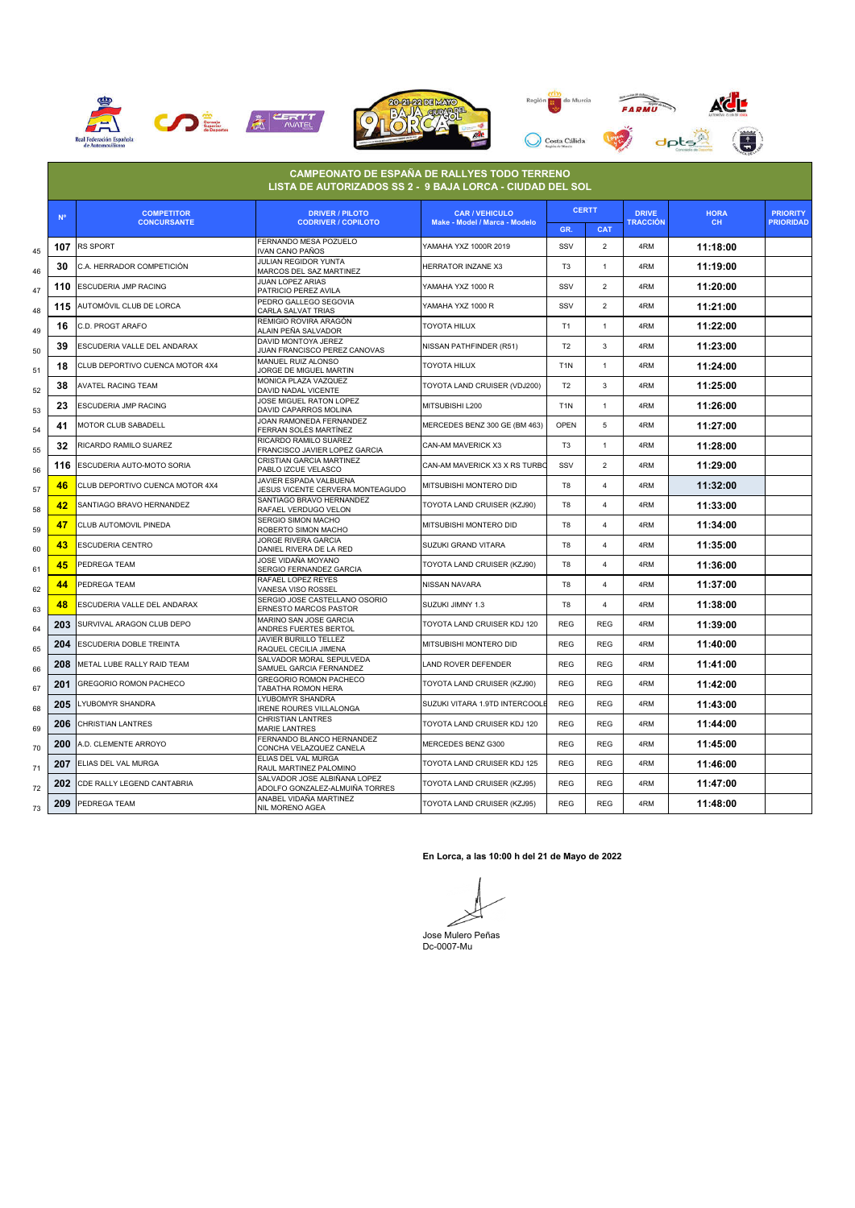## CAMPEONATO DE ESPAÑA DE RALLYES TODO TERRENO
## LISTA DE AUTORIZADOS SS 2 - 9 BAJA LORCA - CIUDAD DEL SOL

| | Nº | COMPETITOR CONCURSANTE | DRIVER / PILOTO CODRIVER / COPILOTO | CAR / VEHICULO Make - Model / Marca - Modelo | CERTT GR. | CERTT CAT | DRIVE TRACCIÓN | HORA CH | PRIORITY PRIORIDAD |
|---|---|---|---|---|---|---|---|---|---|
| 45 | 107 | RS SPORT | FERNANDO MESA POZUELO / IVAN CANO PAÑOS | YAMAHA YXZ 1000R 2019 | SSV | 2 | 4RM | 11:18:00 | |
| 46 | 30 | C.A. HERRADOR COMPETICIÓN | JULIAN REGIDOR YUNTA / MARCOS DEL SAZ MARTINEZ | HERRATOR INZANE X3 | T3 | 1 | 4RM | 11:19:00 | |
| 47 | 110 | ESCUDERIA JMP RACING | JUAN LOPEZ ARIAS / PATRICIO PEREZ AVILA | YAMAHA YXZ 1000 R | SSV | 2 | 4RM | 11:20:00 | |
| 48 | 115 | AUTOMÓVIL CLUB DE LORCA | PEDRO GALLEGO SEGOVIA / CARLA SALVAT TRIAS | YAMAHA YXZ 1000 R | SSV | 2 | 4RM | 11:21:00 | |
| 49 | 16 | C.D. PROGT ARAFO | REMIGIO ROVIRA ARAGÓN / ALAIN PEÑA SALVADOR | TOYOTA HILUX | T1 | 1 | 4RM | 11:22:00 | |
| 50 | 39 | ESCUDERIA VALLE DEL ANDARAX | DAVID MONTOYA JEREZ / JUAN FRANCISCO PEREZ CANOVAS | NISSAN PATHFINDER (R51) | T2 | 3 | 4RM | 11:23:00 | |
| 51 | 18 | CLUB DEPORTIVO CUENCA MOTOR 4X4 | MANUEL RUIZ ALONSO / JORGE DE MIGUEL MARTIN | TOYOTA HILUX | T1N | 1 | 4RM | 11:24:00 | |
| 52 | 38 | AVATEL RACING TEAM | MONICA PLAZA VAZQUEZ / DAVID NADAL VICENTE | TOYOTA LAND CRUISER (VDJ200) | T2 | 3 | 4RM | 11:25:00 | |
| 53 | 23 | ESCUDERIA JMP RACING | JOSE MIGUEL RATON LOPEZ / DAVID CAPARROS MOLINA | MITSUBISHI L200 | T1N | 1 | 4RM | 11:26:00 | |
| 54 | 41 | MOTOR CLUB SABADELL | JOAN RAMONEDA FERNANDEZ / FERRAN SOLÉS MARTÍNEZ | MERCEDES BENZ 300 GE (BM 463) | OPEN | 5 | 4RM | 11:27:00 | |
| 55 | 32 | RICARDO RAMILO SUAREZ | RICARDO RAMILO SUAREZ / FRANCISCO JAVIER LOPEZ GARCIA | CAN-AM MAVERICK X3 | T3 | 1 | 4RM | 11:28:00 | |
| 56 | 116 | ESCUDERIA AUTO-MOTO SORIA | CRISTIAN GARCIA MARTINEZ / PABLO IZCUE VELASCO | CAN-AM MAVERICK X3 X RS TURBO | SSV | 2 | 4RM | 11:29:00 | |
| 57 | 46 | CLUB DEPORTIVO CUENCA MOTOR 4X4 | JAVIER ESPADA VALBUENA / JESUS VICENTE CERVERA MONTEAGUDO | MITSUBISHI MONTERO DID | T8 | 4 | 4RM | 11:32:00 | |
| 58 | 42 | SANTIAGO BRAVO HERNANDEZ | SANTIAGO BRAVO HERNANDEZ / RAFAEL VERDUGO VELON | TOYOTA LAND CRUISER (KZJ90) | T8 | 4 | 4RM | 11:33:00 | |
| 59 | 47 | CLUB AUTOMOVIL PINEDA | SERGIO SIMON MACHO / ROBERTO SIMON MACHO | MITSUBISHI MONTERO DID | T8 | 4 | 4RM | 11:34:00 | |
| 60 | 43 | ESCUDERIA CENTRO | JORGE RIVERA GARCIA / DANIEL RIVERA DE LA RED | SUZUKI GRAND VITARA | T8 | 4 | 4RM | 11:35:00 | |
| 61 | 45 | PEDREGA TEAM | JOSE VIDAÑA MOYANO / SERGIO FERNANDEZ GARCIA | TOYOTA LAND CRUISER (KZJ90) | T8 | 4 | 4RM | 11:36:00 | |
| 62 | 44 | PEDREGA TEAM | RAFAEL LOPEZ REYES / VANESA VISO ROSSEL | NISSAN NAVARA | T8 | 4 | 4RM | 11:37:00 | |
| 63 | 48 | ESCUDERIA VALLE DEL ANDARAX | SERGIO JOSE CASTELLANO OSORIO / ERNESTO MARCOS PASTOR | SUZUKI JIMNY 1.3 | T8 | 4 | 4RM | 11:38:00 | |
| 64 | 203 | SURVIVAL ARAGON CLUB DEPO | MARINO SAN JOSE GARCIA / ANDRES FUERTES BERTOL | TOYOTA LAND CRUISER KDJ 120 | REG | REG | 4RM | 11:39:00 | |
| 65 | 204 | ESCUDERIA DOBLE TREINTA | JAVIER BURILLO TELLEZ / RAQUEL CECILIA JIMENA | MITSUBISHI MONTERO DID | REG | REG | 4RM | 11:40:00 | |
| 66 | 208 | METAL LUBE RALLY RAID TEAM | SALVADOR MORAL SEPULVEDA / SAMUEL GARCIA FERNANDEZ | LAND ROVER DEFENDER | REG | REG | 4RM | 11:41:00 | |
| 67 | 201 | GREGORIO ROMON PACHECO | GREGORIO ROMON PACHECO / TABATHA ROMON HERA | TOYOTA LAND CRUISER (KZJ90) | REG | REG | 4RM | 11:42:00 | |
| 68 | 205 | LYUBOMYR SHANDRA | LYUBOMYR SHANDRA / IRENE ROURES VILLALONGA | SUZUKI VITARA 1.9TD INTERCOOLE | REG | REG | 4RM | 11:43:00 | |
| 69 | 206 | CHRISTIAN LANTRES | CHRISTIAN LANTRES / MARIE LANTRES | TOYOTA LAND CRUISER KDJ 120 | REG | REG | 4RM | 11:44:00 | |
| 70 | 200 | A.D. CLEMENTE ARROYO | FERNANDO BLANCO HERNANDEZ / CONCHA VELAZQUEZ CANELA | MERCEDES BENZ G300 | REG | REG | 4RM | 11:45:00 | |
| 71 | 207 | ELIAS DEL VAL MURGA | ELIAS DEL VAL MURGA / RAUL MARTINEZ PALOMINO | TOYOTA LAND CRUISER KDJ 125 | REG | REG | 4RM | 11:46:00 | |
| 72 | 202 | CDE RALLY LEGEND CANTABRIA | SALVADOR JOSE ALBIÑANA LOPEZ / ADOLFO GONZALEZ-ALMUIÑA TORRES | TOYOTA LAND CRUISER (KZJ95) | REG | REG | 4RM | 11:47:00 | |
| 73 | 209 | PEDREGA TEAM | ANABEL VIDAÑA MARTINEZ / NIL MORENO AGEA | TOYOTA LAND CRUISER (KZJ95) | REG | REG | 4RM | 11:48:00 | |

**En Lorca, a las 10:00 h del 21 de Mayo de 2022**

Jose Mulero Peñas
Dc-0007-Mu